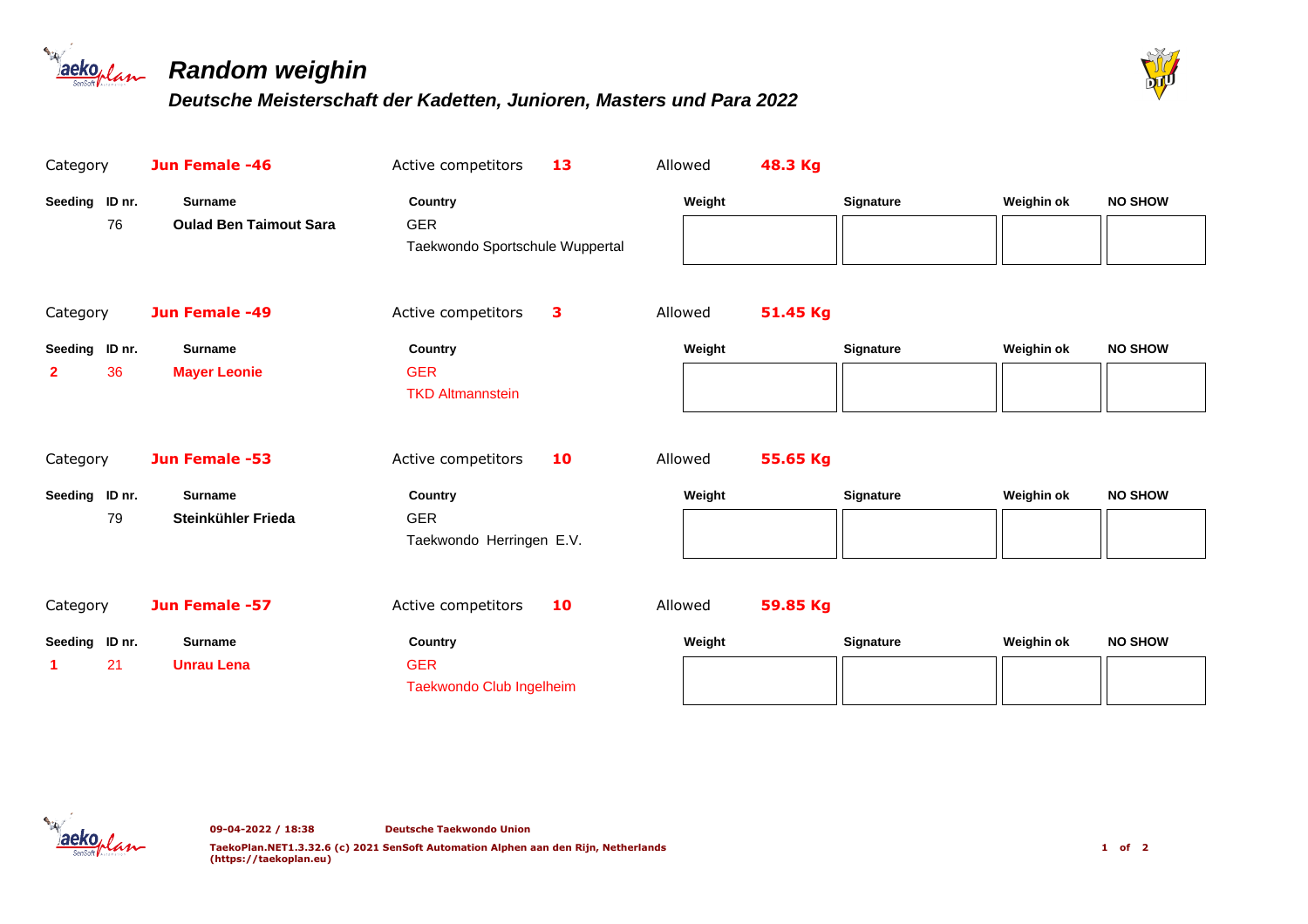# Random weighin

## Deutsche Meisterschaft der Kadetten, Junioren, Masters und Para 2022

Category **Jun Female -46** Active competitors **13** Allowed **48.3 Kg**

| Seeding | ID nr. | Surname | Country | Weight | Signature | Weighin ok | NO SHOW |
|---|---|---|---|---|---|---|---|
| | 76 | **Oulad Ben Taimout Sara** | GER<br>Taekwondo Sportschule Wuppertal | | | | |

Category **Jun Female -49** Active competitors **3** Allowed **51.45 Kg**

| Seeding | ID nr. | Surname | Country | Weight | Signature | Weighin ok | NO SHOW |
|---|---|---|---|---|---|---|---|
| **2** | 36 | **Mayer Leonie** | GER<br>TKD Altmannstein | | | | |

Category **Jun Female -53** Active competitors **10** Allowed **55.65 Kg**

| Seeding | ID nr. | Surname | Country | Weight | Signature | Weighin ok | NO SHOW |
|---|---|---|---|---|---|---|---|
| | 79 | **Steinkühler Frieda** | GER<br>Taekwondo Herringen E.V. | | | | |

Category **Jun Female -57** Active competitors **10** Allowed **59.85 Kg**

| Seeding | ID nr. | Surname | Country | Weight | Signature | Weighin ok | NO SHOW |
|---|---|---|---|---|---|---|---|
| **1** | 21 | **Unrau Lena** | GER<br>Taekwondo Club Ingelheim | | | | |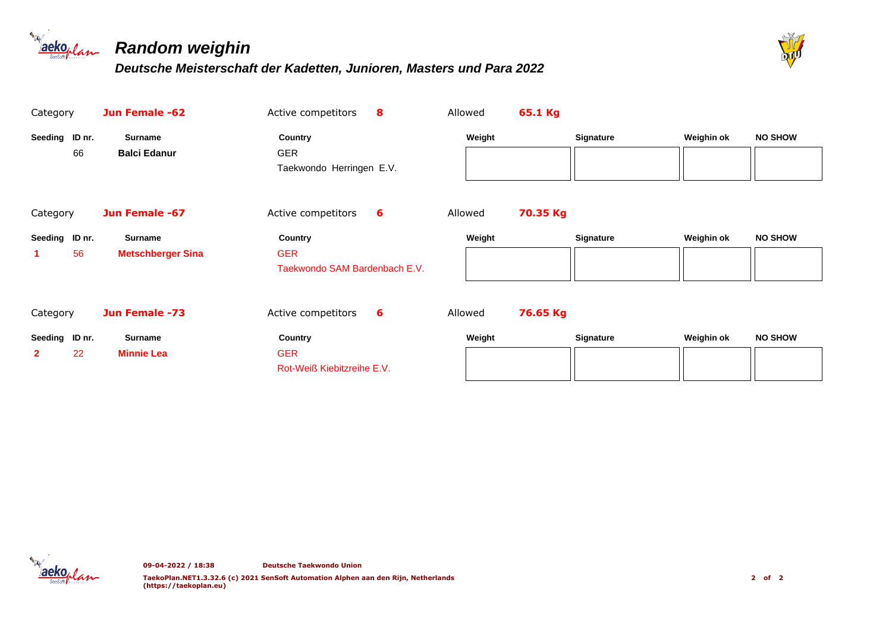# Random weighin

## Deutsche Meisterschaft der Kadetten, Junioren, Masters und Para 2022

Category **Jun Female -62** | Active competitors **8** | Allowed **65.1 Kg**

| Seeding | ID nr. | Surname | Country | Weight | Signature | Weighin ok | NO SHOW |
|---|---|---|---|---|---|---|---|
| | 66 | **Balci Edanur** | GER<br>Taekwondo Herringen E.V. | | | | |

Category **Jun Female -67** | Active competitors **6** | Allowed **70.35 Kg**

| Seeding | ID nr. | Surname | Country | Weight | Signature | Weighin ok | NO SHOW |
|---|---|---|---|---|---|---|---|
| 1 | 56 | **Metschberger Sina** | GER<br>Taekwondo SAM Bardenbach E.V. | | | | |

Category **Jun Female -73** | Active competitors **6** | Allowed **76.65 Kg**

| Seeding | ID nr. | Surname | Country | Weight | Signature | Weighin ok | NO SHOW |
|---|---|---|---|---|---|---|---|
| 2 | 22 | **Minnie Lea** | GER<br>Rot-Weiß Kiebitzreihe E.V. | | | | |

09-04-2022 / 18:38 Deutsche Taekwondo Union

TaekoPlan.NET1.3.32.6 (c) 2021 SenSoft Automation Alphen aan den Rijn, Netherlands (https://taekoplan.eu)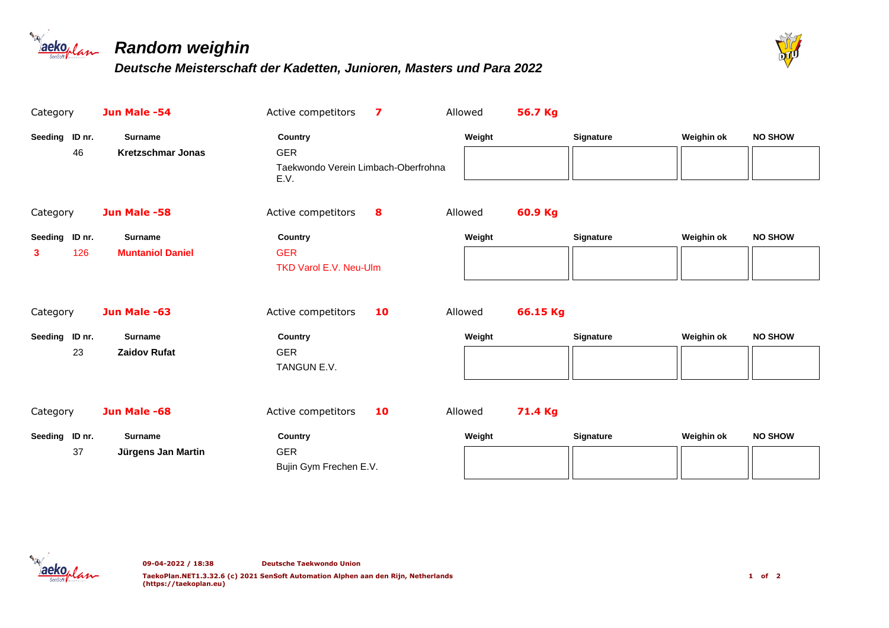# *Random weighin*

## *Deutsche Meisterschaft der Kadetten, Junioren, Masters und Para 2022*

Category **Jun Male -54** Active competitors **7** Allowed **56.7 Kg**

| Seeding | ID nr. | Surname | Country | Weight | Signature | Weighin ok | NO SHOW |
|---|---|---|---|---|---|---|---|
| | 46 | **Kretzschmar Jonas** | GER<br>Taekwondo Verein Limbach-Oberfrohna E.V. | | | | |

Category **Jun Male -58** Active competitors **8** Allowed **60.9 Kg**

| Seeding | ID nr. | Surname | Country | Weight | Signature | Weighin ok | NO SHOW |
|---|---|---|---|---|---|---|---|
| **3** | 126 | **Muntaniol Daniel** | GER<br>TKD Varol E.V. Neu-Ulm | | | | |

Category **Jun Male -63** Active competitors **10** Allowed **66.15 Kg**

| Seeding | ID nr. | Surname | Country | Weight | Signature | Weighin ok | NO SHOW |
|---|---|---|---|---|---|---|---|
| | 23 | **Zaidov Rufat** | GER<br>TANGUN E.V. | | | | |

Category **Jun Male -68** Active competitors **10** Allowed **71.4 Kg**

| Seeding | ID nr. | Surname | Country | Weight | Signature | Weighin ok | NO SHOW |
|---|---|---|---|---|---|---|---|
| | 37 | **Jürgens Jan Martin** | GER<br>Bujin Gym Frechen E.V. | | | | |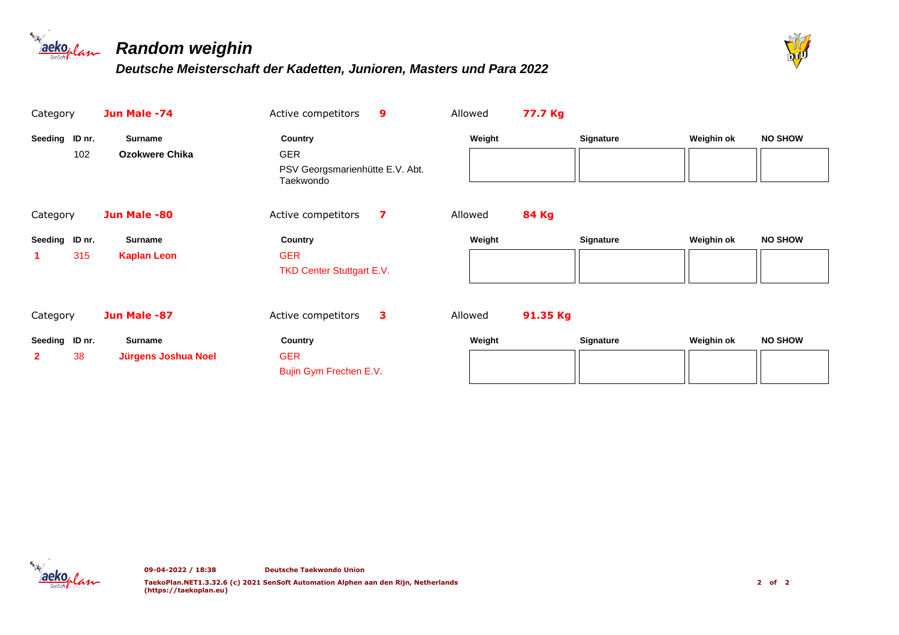# Random weighin

## Deutsche Meisterschaft der Kadetten, Junioren, Masters und Para 2022

Category **Jun Male -74** Active competitors **9** Allowed **77.7 Kg**

| Seeding | ID nr. | Surname | Country | Weight | Signature | Weighin ok | NO SHOW |
|---|---|---|---|---|---|---|---|
| | 102 | **Ozokwere Chika** | GER<br>PSV Georgsmarienhütte E.V. Abt. Taekwondo | | | | |

Category **Jun Male -80** Active competitors **7** Allowed **84 Kg**

| Seeding | ID nr. | Surname | Country | Weight | Signature | Weighin ok | NO SHOW |
|---|---|---|---|---|---|---|---|
| 1 | 315 | **Kaplan Leon** | GER<br>TKD Center Stuttgart E.V. | | | | |

Category **Jun Male -87** Active competitors **3** Allowed **91.35 Kg**

| Seeding | ID nr. | Surname | Country | Weight | Signature | Weighin ok | NO SHOW |
|---|---|---|---|---|---|---|---|
| 2 | 38 | **Jürgens Joshua Noel** | GER<br>Bujin Gym Frechen E.V. | | | | |

09-04-2022 / 18:38 Deutsche Taekwondo Union

TaekoPlan.NET1.3.32.6 (c) 2021 SenSoft Automation Alphen aan den Rijn, Netherlands (https://taekoplan.eu)